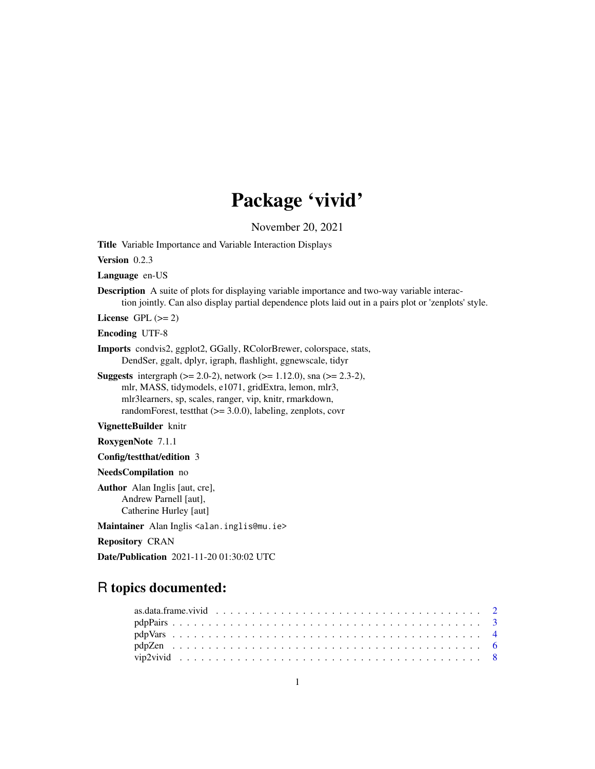# Package 'vivid'

November 20, 2021

**Title** Variable Importance and Variable Interaction Displays

**Version** 0.2.3

**Language** en-US

**Description** A suite of plots for displaying variable importance and two-way variable interaction jointly. Can also display partial dependence plots laid out in a pairs plot or 'zenplots' style.

**License** GPL (>= 2)

**Encoding** UTF-8

**Imports** condvis2, ggplot2, GGally, RColorBrewer, colorspace, stats, DendSer, ggalt, dplyr, igraph, flashlight, ggnewscale, tidyr

**Suggests** intergraph (>= 2.0-2), network (>= 1.12.0), sna (>= 2.3-2), mlr, MASS, tidymodels, e1071, gridExtra, lemon, mlr3, mlr3learners, sp, scales, ranger, vip, knitr, rmarkdown, randomForest, testthat (>= 3.0.0), labeling, zenplots, covr

**VignetteBuilder** knitr

**RoxygenNote** 7.1.1

**Config/testthat/edition** 3

**NeedsCompilation** no

**Author** Alan Inglis [aut, cre], Andrew Parnell [aut], Catherine Hurley [aut]

**Maintainer** Alan Inglis <alan.inglis@mu.ie>

**Repository** CRAN

**Date/Publication** 2021-11-20 01:30:02 UTC

## R topics documented:

as.data.frame.vivid . . . . . . . . . . . . . . . . . . . . . . . . . . . . . . . . . . . . 2
pdpPairs . . . . . . . . . . . . . . . . . . . . . . . . . . . . . . . . . . . . . . . . . . 3
pdpVars . . . . . . . . . . . . . . . . . . . . . . . . . . . . . . . . . . . . . . . . . . 4
pdpZen . . . . . . . . . . . . . . . . . . . . . . . . . . . . . . . . . . . . . . . . . . . 6
vip2vivid . . . . . . . . . . . . . . . . . . . . . . . . . . . . . . . . . . . . . . . . . 8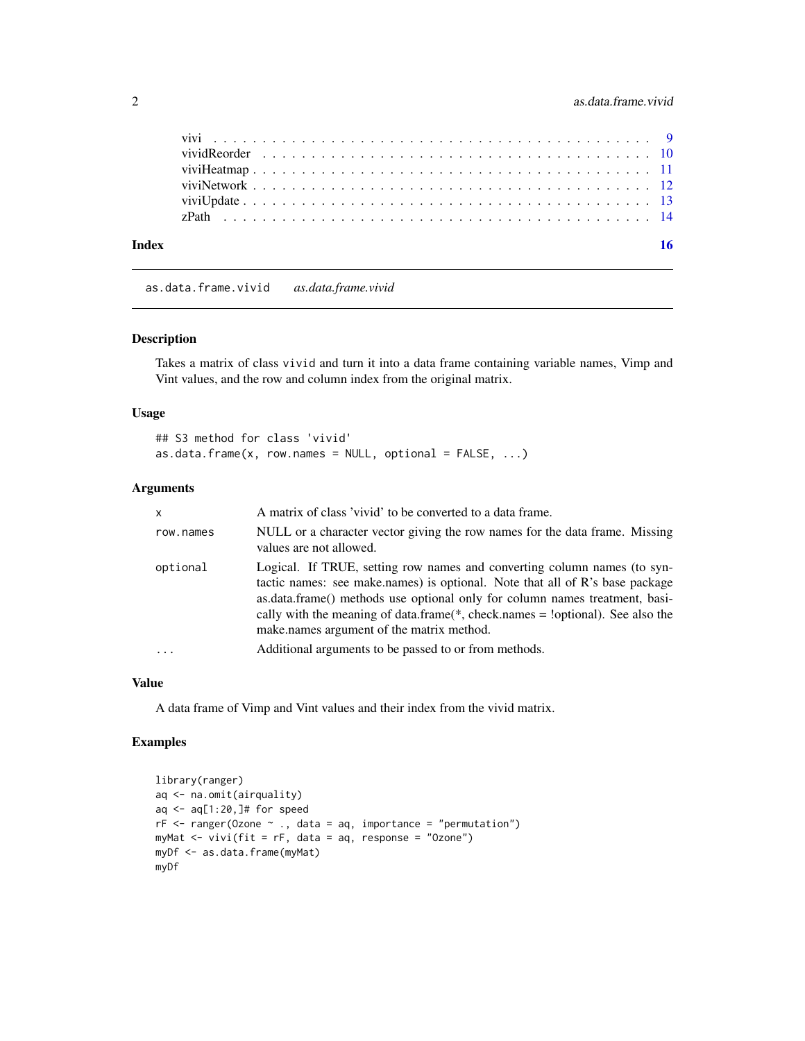| | |
|---|---|
| vivi | 9 |
| vividReorder | 10 |
| viviHeatmap | 11 |
| viviNetwork | 12 |
| viviUpdate | 13 |
| zPath | 14 |

**Index** **16**

---

`as.data.frame.vivid` *as.data.frame.vivid*

---

## Description

Takes a matrix of class `vivid` and turn it into a data frame containing variable names, Vimp and Vint values, and the row and column index from the original matrix.

## Usage

```
## S3 method for class 'vivid'
as.data.frame(x, row.names = NULL, optional = FALSE, ...)
```

## Arguments

| | |
|---|---|
| `x` | A matrix of class 'vivid' to be converted to a data frame. |
| `row.names` | NULL or a character vector giving the row names for the data frame. Missing values are not allowed. |
| `optional` | Logical. If TRUE, setting row names and converting column names (to syntactic names: see make.names) is optional. Note that all of R's base package as.data.frame() methods use optional only for column names treatment, basically with the meaning of data.frame(*, check.names = !optional). See also the make.names argument of the matrix method. |
| `...` | Additional arguments to be passed to or from methods. |

## Value

A data frame of Vimp and Vint values and their index from the vivid matrix.

## Examples

```
library(ranger)
aq <- na.omit(airquality)
aq <- aq[1:20,]# for speed
rF <- ranger(Ozone ~ ., data = aq, importance = "permutation")
myMat <- vivi(fit = rF, data = aq, response = "Ozone")
myDf <- as.data.frame(myMat)
myDf
```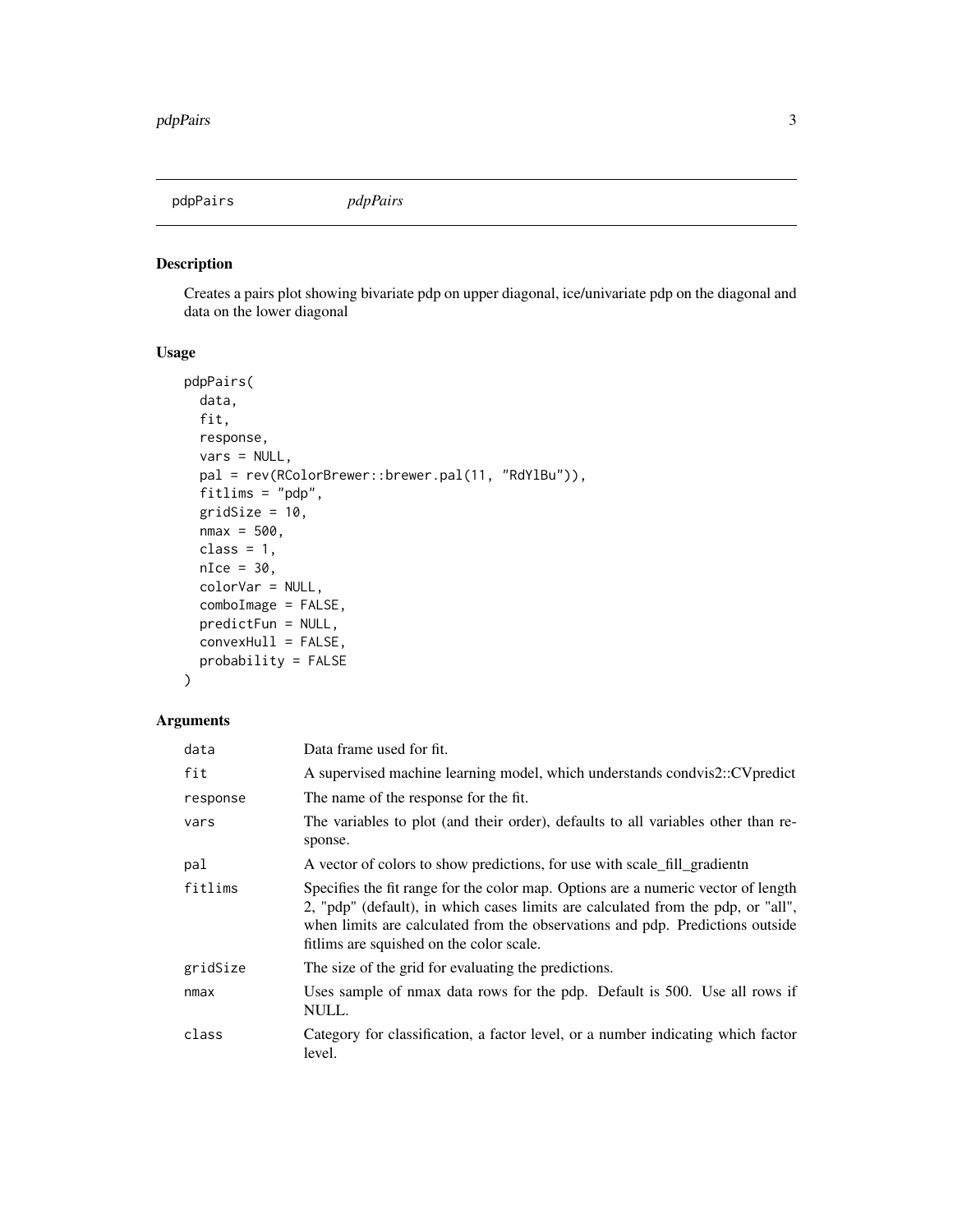## pdpPairs — *pdpPairs*

### Description

Creates a pairs plot showing bivariate pdp on upper diagonal, ice/univariate pdp on the diagonal and data on the lower diagonal

### Usage

```
pdpPairs(
  data,
  fit,
  response,
  vars = NULL,
  pal = rev(RColorBrewer::brewer.pal(11, "RdYlBu")),
  fitlims = "pdp",
  gridSize = 10,
  nmax = 500,
  class = 1,
  nIce = 30,
  colorVar = NULL,
  comboImage = FALSE,
  predictFun = NULL,
  convexHull = FALSE,
  probability = FALSE
)
```

### Arguments

| | |
|---|---|
| `data` | Data frame used for fit. |
| `fit` | A supervised machine learning model, which understands condvis2::CVpredict |
| `response` | The name of the response for the fit. |
| `vars` | The variables to plot (and their order), defaults to all variables other than response. |
| `pal` | A vector of colors to show predictions, for use with scale_fill_gradientn |
| `fitlims` | Specifies the fit range for the color map. Options are a numeric vector of length 2, "pdp" (default), in which cases limits are calculated from the pdp, or "all", when limits are calculated from the observations and pdp. Predictions outside fitlims are squished on the color scale. |
| `gridSize` | The size of the grid for evaluating the predictions. |
| `nmax` | Uses sample of nmax data rows for the pdp. Default is 500. Use all rows if NULL. |
| `class` | Category for classification, a factor level, or a number indicating which factor level. |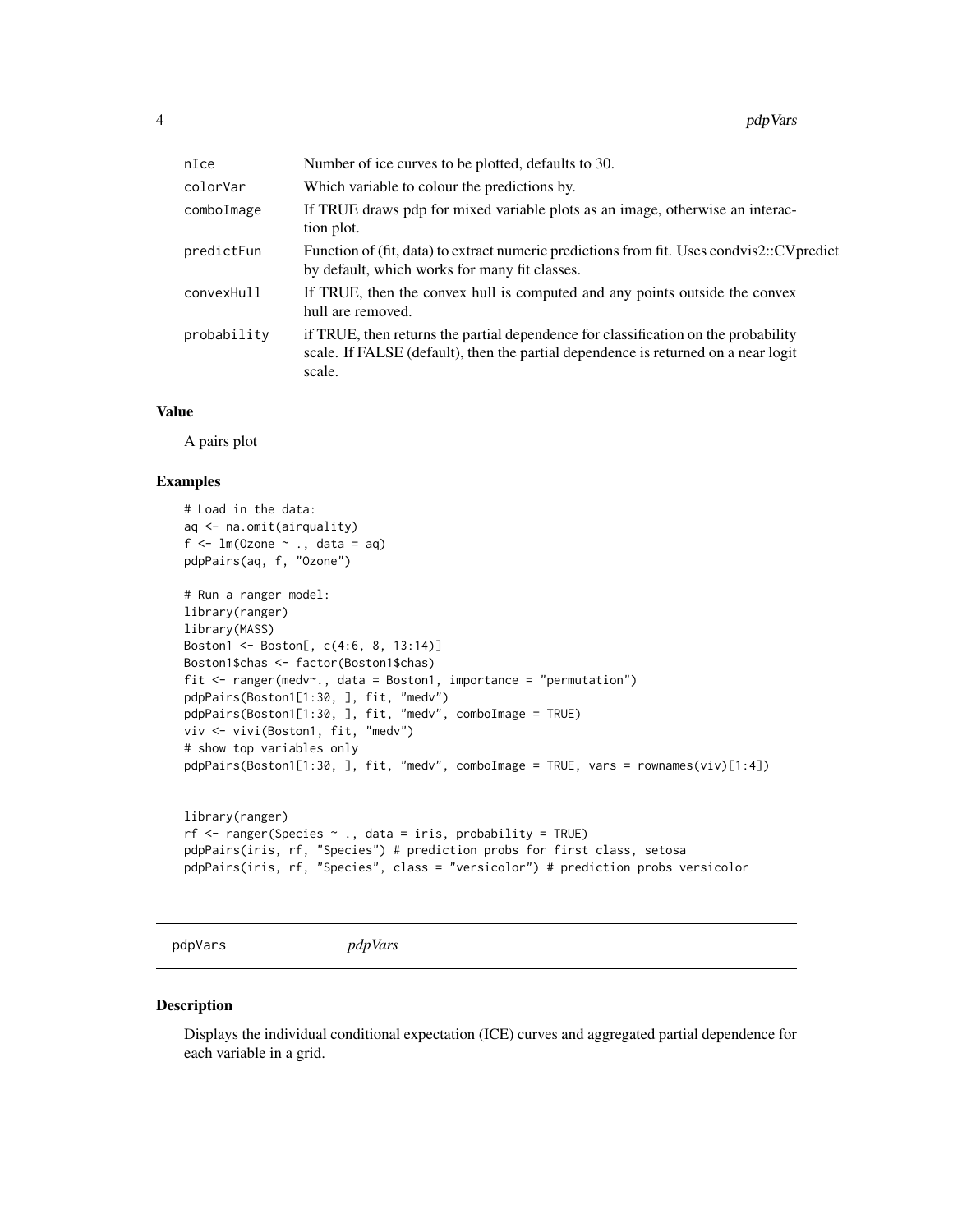| | |
|---|---|
| nIce | Number of ice curves to be plotted, defaults to 30. |
| colorVar | Which variable to colour the predictions by. |
| comboImage | If TRUE draws pdp for mixed variable plots as an image, otherwise an interaction plot. |
| predictFun | Function of (fit, data) to extract numeric predictions from fit. Uses condvis2::CVpredict by default, which works for many fit classes. |
| convexHull | If TRUE, then the convex hull is computed and any points outside the convex hull are removed. |
| probability | if TRUE, then returns the partial dependence for classification on the probability scale. If FALSE (default), then the partial dependence is returned on a near logit scale. |

### Value

A pairs plot

### Examples

```
# Load in the data:
aq <- na.omit(airquality)
f <- lm(Ozone ~ ., data = aq)
pdpPairs(aq, f, "Ozone")

# Run a ranger model:
library(ranger)
library(MASS)
Boston1 <- Boston[, c(4:6, 8, 13:14)]
Boston1$chas <- factor(Boston1$chas)
fit <- ranger(medv~., data = Boston1, importance = "permutation")
pdpPairs(Boston1[1:30, ], fit, "medv")
pdpPairs(Boston1[1:30, ], fit, "medv", comboImage = TRUE)
viv <- vivi(Boston1, fit, "medv")
# show top variables only
pdpPairs(Boston1[1:30, ], fit, "medv", comboImage = TRUE, vars = rownames(viv)[1:4])


library(ranger)
rf <- ranger(Species ~ ., data = iris, probability = TRUE)
pdpPairs(iris, rf, "Species") # prediction probs for first class, setosa
pdpPairs(iris, rf, "Species", class = "versicolor") # prediction probs versicolor
```

## pdpVars    *pdpVars*

### Description

Displays the individual conditional expectation (ICE) curves and aggregated partial dependence for each variable in a grid.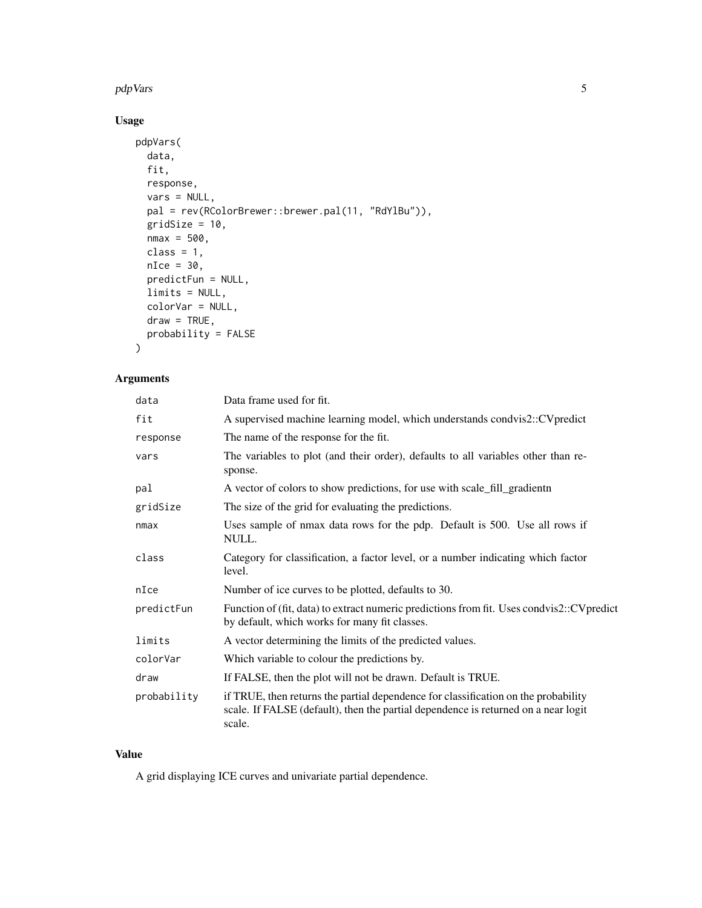## Usage

```
pdpVars(
  data,
  fit,
  response,
  vars = NULL,
  pal = rev(RColorBrewer::brewer.pal(11, "RdYlBu")),
  gridSize = 10,
  nmax = 500,
  class = 1,
  nIce = 30,
  predictFun = NULL,
  limits = NULL,
  colorVar = NULL,
  draw = TRUE,
  probability = FALSE
)
```

## Arguments

| | |
|---|---|
| `data` | Data frame used for fit. |
| `fit` | A supervised machine learning model, which understands condvis2::CVpredict |
| `response` | The name of the response for the fit. |
| `vars` | The variables to plot (and their order), defaults to all variables other than response. |
| `pal` | A vector of colors to show predictions, for use with scale_fill_gradientn |
| `gridSize` | The size of the grid for evaluating the predictions. |
| `nmax` | Uses sample of nmax data rows for the pdp. Default is 500. Use all rows if NULL. |
| `class` | Category for classification, a factor level, or a number indicating which factor level. |
| `nIce` | Number of ice curves to be plotted, defaults to 30. |
| `predictFun` | Function of (fit, data) to extract numeric predictions from fit. Uses condvis2::CVpredict by default, which works for many fit classes. |
| `limits` | A vector determining the limits of the predicted values. |
| `colorVar` | Which variable to colour the predictions by. |
| `draw` | If FALSE, then the plot will not be drawn. Default is TRUE. |
| `probability` | if TRUE, then returns the partial dependence for classification on the probability scale. If FALSE (default), then the partial dependence is returned on a near logit scale. |

## Value

A grid displaying ICE curves and univariate partial dependence.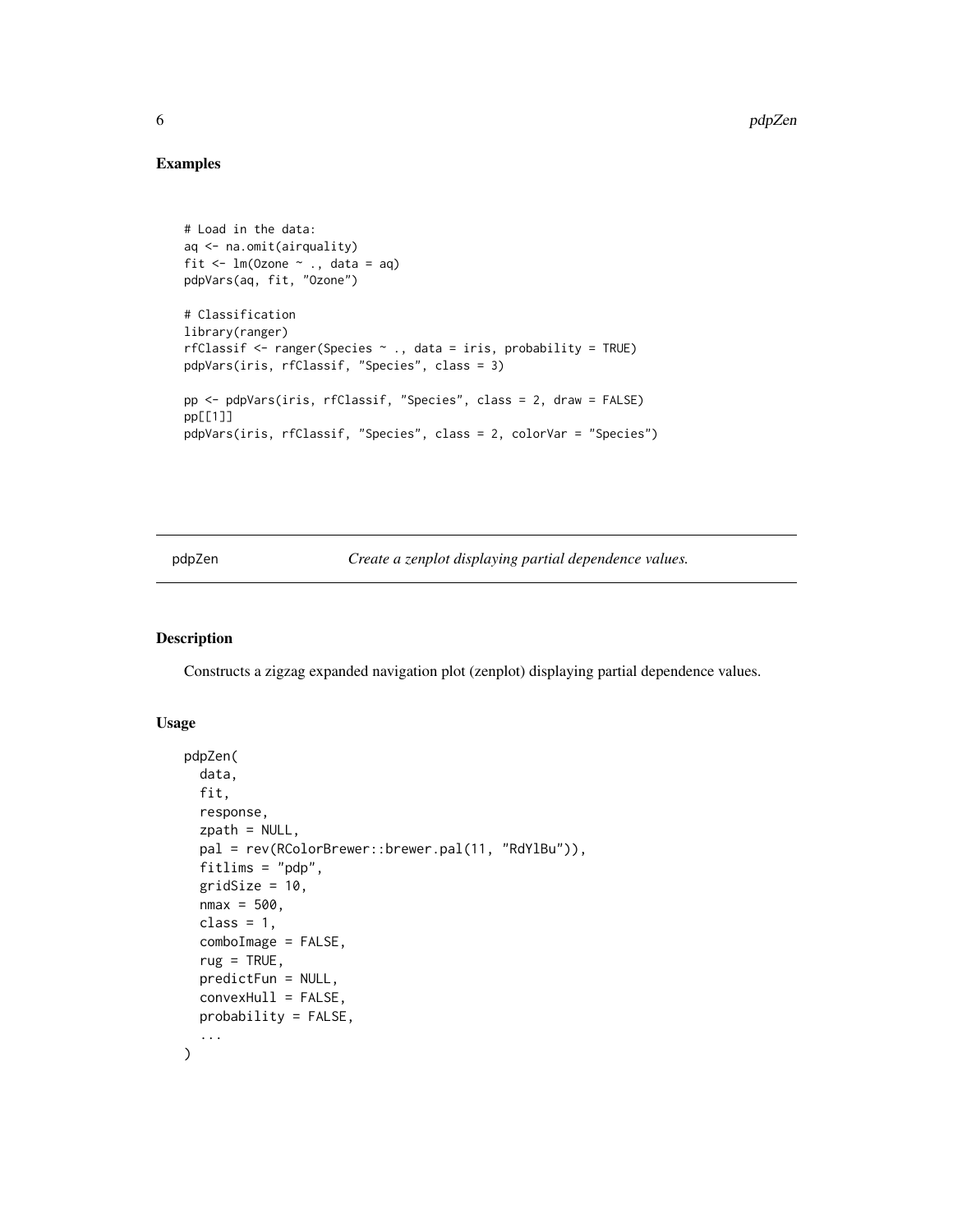## Examples

```
# Load in the data:
aq <- na.omit(airquality)
fit <- lm(Ozone ~ ., data = aq)
pdpVars(aq, fit, "Ozone")

# Classification
library(ranger)
rfClassif <- ranger(Species ~ ., data = iris, probability = TRUE)
pdpVars(iris, rfClassif, "Species", class = 3)

pp <- pdpVars(iris, rfClassif, "Species", class = 2, draw = FALSE)
pp[[1]]
pdpVars(iris, rfClassif, "Species", class = 2, colorVar = "Species")
```

---

`pdpZen` *Create a zenplot displaying partial dependence values.*

---

## Description

Constructs a zigzag expanded navigation plot (zenplot) displaying partial dependence values.

## Usage

```
pdpZen(
  data,
  fit,
  response,
  zpath = NULL,
  pal = rev(RColorBrewer::brewer.pal(11, "RdYlBu")),
  fitlims = "pdp",
  gridSize = 10,
  nmax = 500,
  class = 1,
  comboImage = FALSE,
  rug = TRUE,
  predictFun = NULL,
  convexHull = FALSE,
  probability = FALSE,
  ...
)
```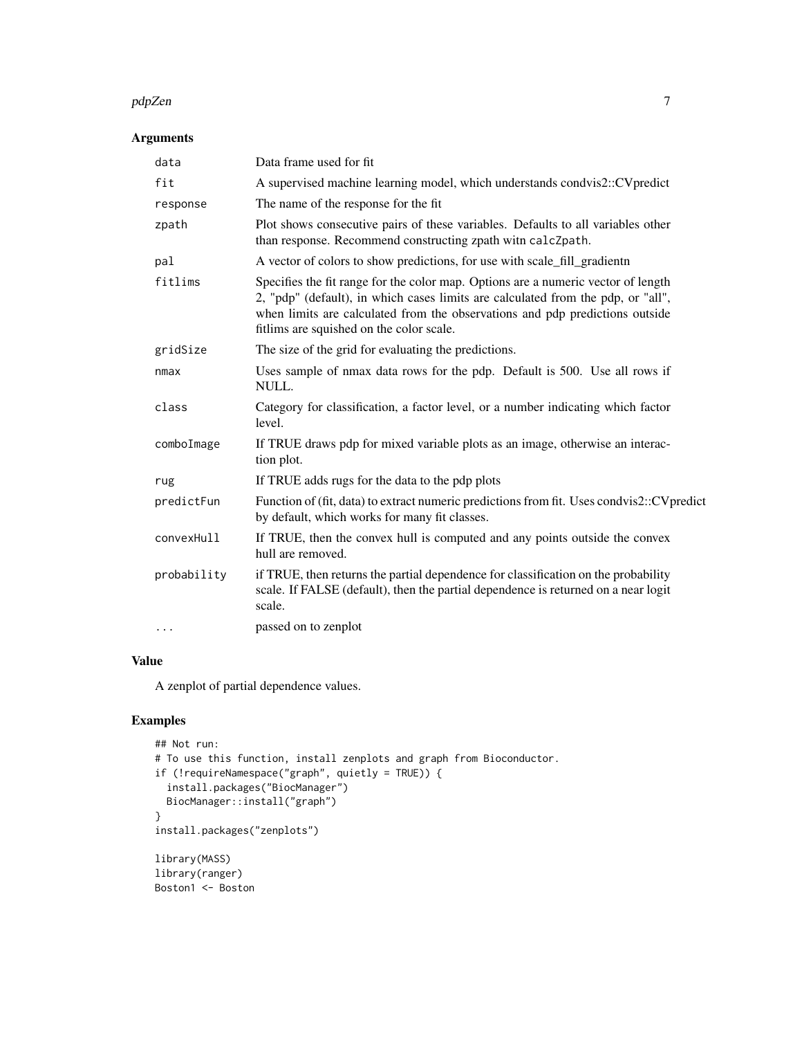## Arguments

| | |
|---|---|
| `data` | Data frame used for fit |
| `fit` | A supervised machine learning model, which understands condvis2::CVpredict |
| `response` | The name of the response for the fit |
| `zpath` | Plot shows consecutive pairs of these variables. Defaults to all variables other than response. Recommend constructing zpath witn `calcZpath`. |
| `pal` | A vector of colors to show predictions, for use with scale_fill_gradientn |
| `fitlims` | Specifies the fit range for the color map. Options are a numeric vector of length 2, "pdp" (default), in which cases limits are calculated from the pdp, or "all", when limits are calculated from the observations and pdp predictions outside fitlims are squished on the color scale. |
| `gridSize` | The size of the grid for evaluating the predictions. |
| `nmax` | Uses sample of nmax data rows for the pdp. Default is 500. Use all rows if NULL. |
| `class` | Category for classification, a factor level, or a number indicating which factor level. |
| `comboImage` | If TRUE draws pdp for mixed variable plots as an image, otherwise an interaction plot. |
| `rug` | If TRUE adds rugs for the data to the pdp plots |
| `predictFun` | Function of (fit, data) to extract numeric predictions from fit. Uses condvis2::CVpredict by default, which works for many fit classes. |
| `convexHull` | If TRUE, then the convex hull is computed and any points outside the convex hull are removed. |
| `probability` | if TRUE, then returns the partial dependence for classification on the probability scale. If FALSE (default), then the partial dependence is returned on a near logit scale. |
| `...` | passed on to zenplot |

## Value

A zenplot of partial dependence values.

## Examples

```
## Not run:
# To use this function, install zenplots and graph from Bioconductor.
if (!requireNamespace("graph", quietly = TRUE)) {
  install.packages("BiocManager")
  BiocManager::install("graph")
}
install.packages("zenplots")

library(MASS)
library(ranger)
Boston1 <- Boston
```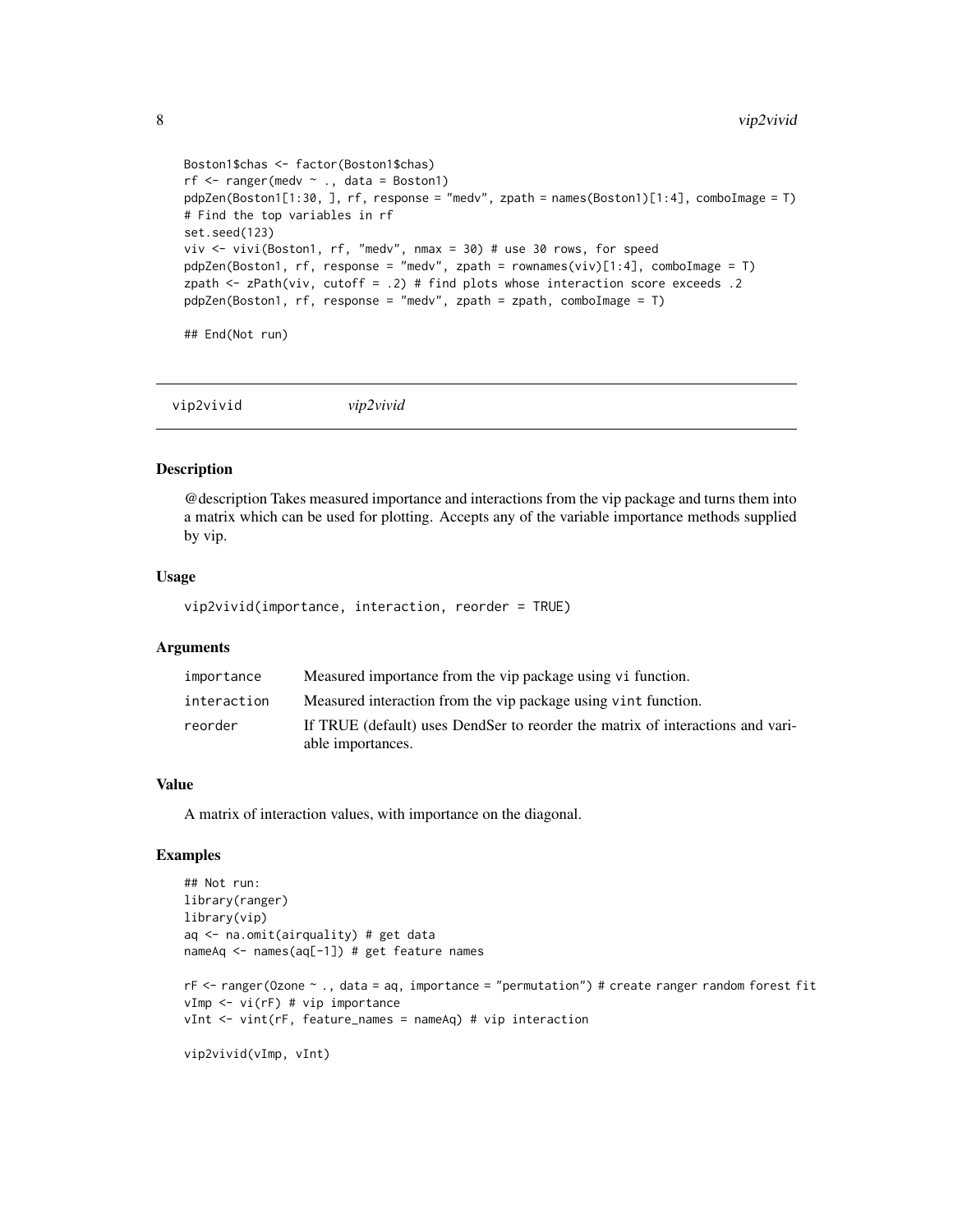```
Boston1$chas <- factor(Boston1$chas)
rf <- ranger(medv ~ ., data = Boston1)
pdpZen(Boston1[1:30, ], rf, response = "medv", zpath = names(Boston1)[1:4], comboImage = T)
# Find the top variables in rf
set.seed(123)
viv <- vivi(Boston1, rf, "medv", nmax = 30) # use 30 rows, for speed
pdpZen(Boston1, rf, response = "medv", zpath = rownames(viv)[1:4], comboImage = T)
zpath <- zPath(viv, cutoff = .2) # find plots whose interaction score exceeds .2
pdpZen(Boston1, rf, response = "medv", zpath = zpath, comboImage = T)

## End(Not run)
```

---

## vip2vivid &nbsp;&nbsp;&nbsp; *vip2vivid*

---

### Description

@description Takes measured importance and interactions from the vip package and turns them into a matrix which can be used for plotting. Accepts any of the variable importance methods supplied by vip.

### Usage

```
vip2vivid(importance, interaction, reorder = TRUE)
```

### Arguments

| | |
|---|---|
| `importance` | Measured importance from the vip package using `vi` function. |
| `interaction` | Measured interaction from the vip package using `vint` function. |
| `reorder` | If TRUE (default) uses DendSer to reorder the matrix of interactions and variable importances. |

### Value

A matrix of interaction values, with importance on the diagonal.

### Examples

```
## Not run:
library(ranger)
library(vip)
aq <- na.omit(airquality) # get data
nameAq <- names(aq[-1]) # get feature names

rF <- ranger(Ozone ~ ., data = aq, importance = "permutation") # create ranger random forest fit
vImp <- vi(rF) # vip importance
vInt <- vint(rF, feature_names = nameAq) # vip interaction

vip2vivid(vImp, vInt)
```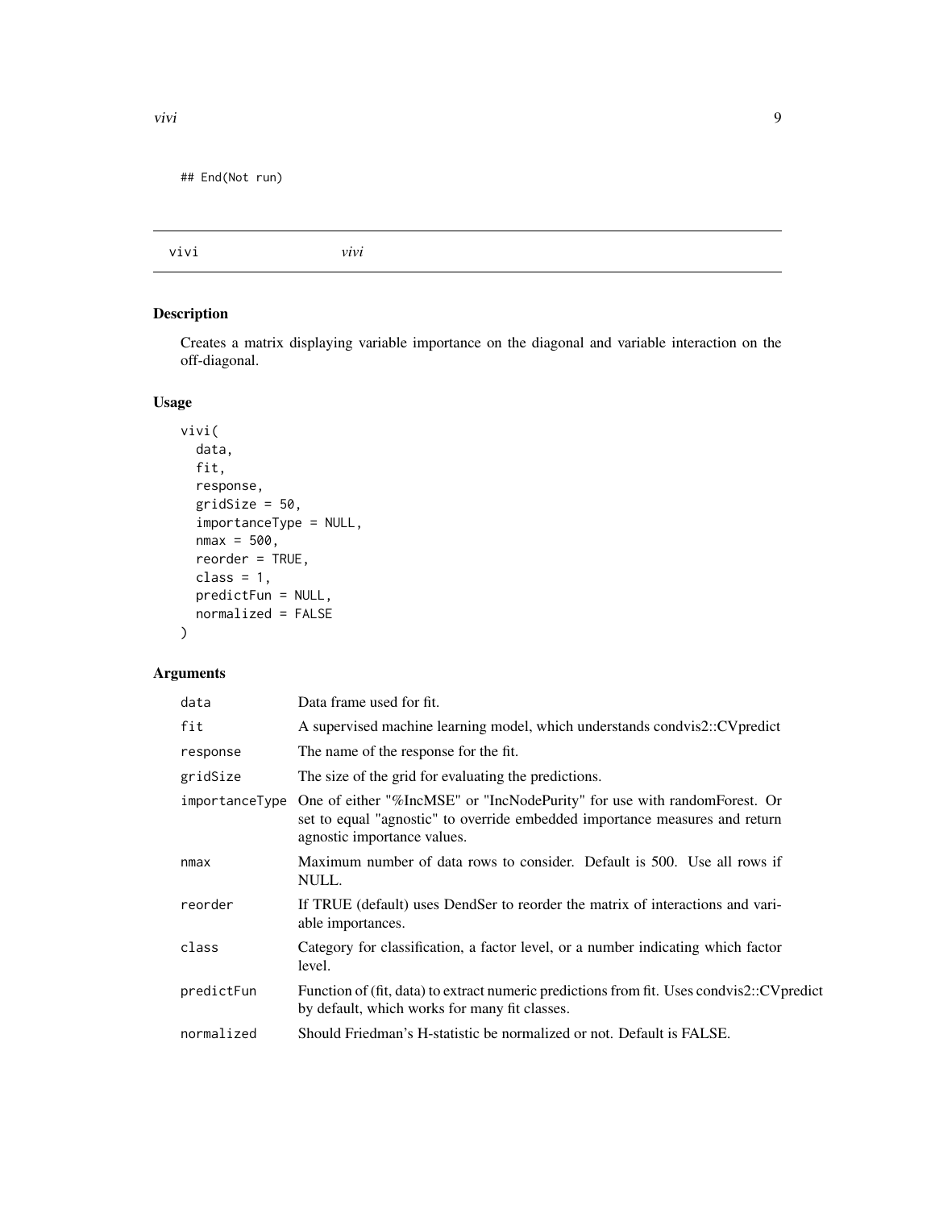```
## End(Not run)
```

---

vivi *vivi*

---

### Description

Creates a matrix displaying variable importance on the diagonal and variable interaction on the off-diagonal.

### Usage

```
vivi(
  data,
  fit,
  response,
  gridSize = 50,
  importanceType = NULL,
  nmax = 500,
  reorder = TRUE,
  class = 1,
  predictFun = NULL,
  normalized = FALSE
)
```

### Arguments

| | |
|---|---|
| `data` | Data frame used for fit. |
| `fit` | A supervised machine learning model, which understands condvis2::CVpredict |
| `response` | The name of the response for the fit. |
| `gridSize` | The size of the grid for evaluating the predictions. |
| `importanceType` | One of either "%IncMSE" or "IncNodePurity" for use with randomForest. Or set to equal "agnostic" to override embedded importance measures and return agnostic importance values. |
| `nmax` | Maximum number of data rows to consider. Default is 500. Use all rows if NULL. |
| `reorder` | If TRUE (default) uses DendSer to reorder the matrix of interactions and variable importances. |
| `class` | Category for classification, a factor level, or a number indicating which factor level. |
| `predictFun` | Function of (fit, data) to extract numeric predictions from fit. Uses condvis2::CVpredict by default, which works for many fit classes. |
| `normalized` | Should Friedman's H-statistic be normalized or not. Default is FALSE. |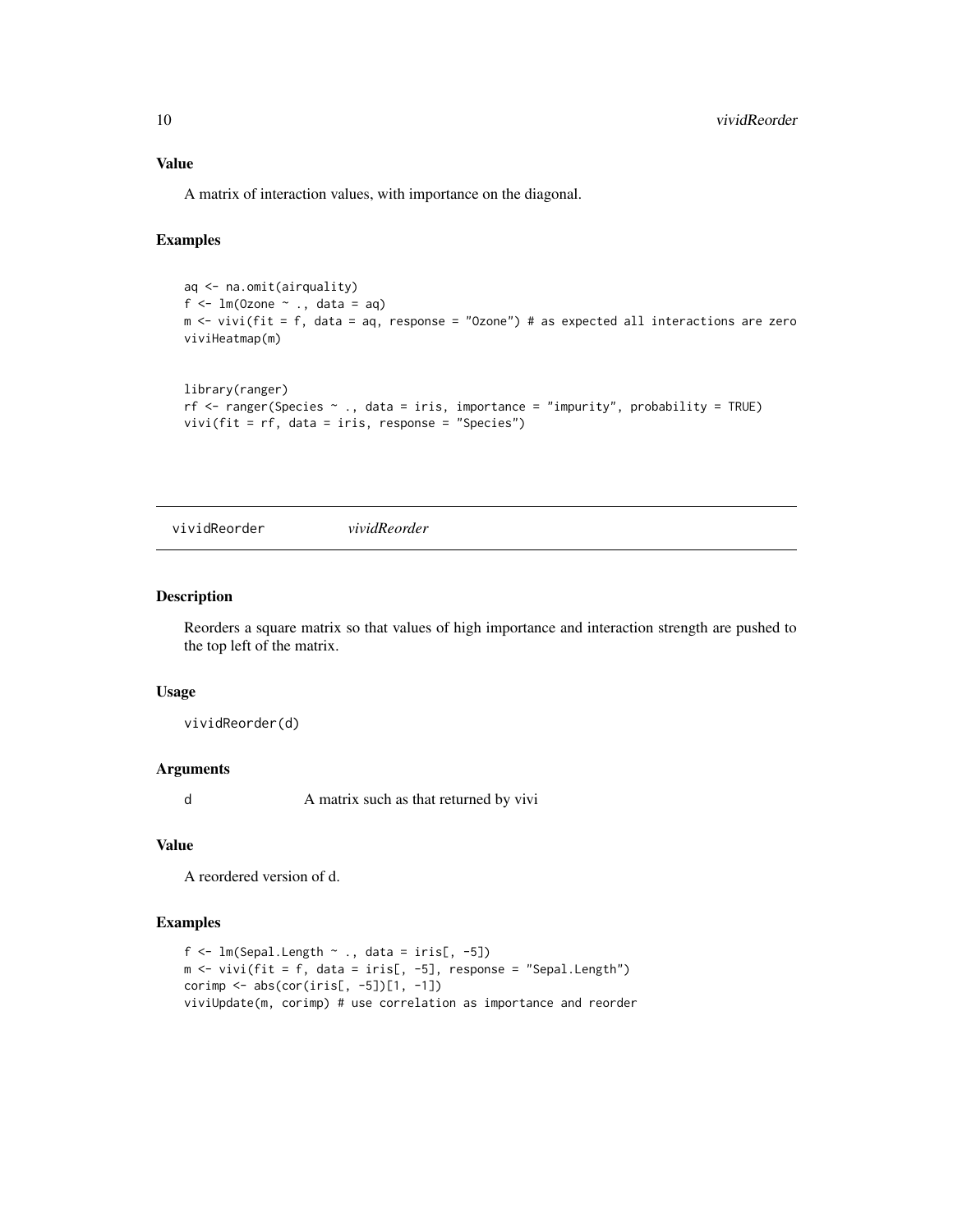### Value

A matrix of interaction values, with importance on the diagonal.

### Examples

```
aq <- na.omit(airquality)
f <- lm(Ozone ~ ., data = aq)
m <- vivi(fit = f, data = aq, response = "Ozone") # as expected all interactions are zero
viviHeatmap(m)


library(ranger)
rf <- ranger(Species ~ ., data = iris, importance = "impurity", probability = TRUE)
vivi(fit = rf, data = iris, response = "Species")
```

---

## vividReorder *vividReorder*

### Description

Reorders a square matrix so that values of high importance and interaction strength are pushed to the top left of the matrix.

### Usage

```
vividReorder(d)
```

### Arguments

| | |
|---|---|
| d | A matrix such as that returned by vivi |

### Value

A reordered version of d.

### Examples

```
f <- lm(Sepal.Length ~ ., data = iris[, -5])
m <- vivi(fit = f, data = iris[, -5], response = "Sepal.Length")
corimp <- abs(cor(iris[, -5])[1, -1])
viviUpdate(m, corimp) # use correlation as importance and reorder
```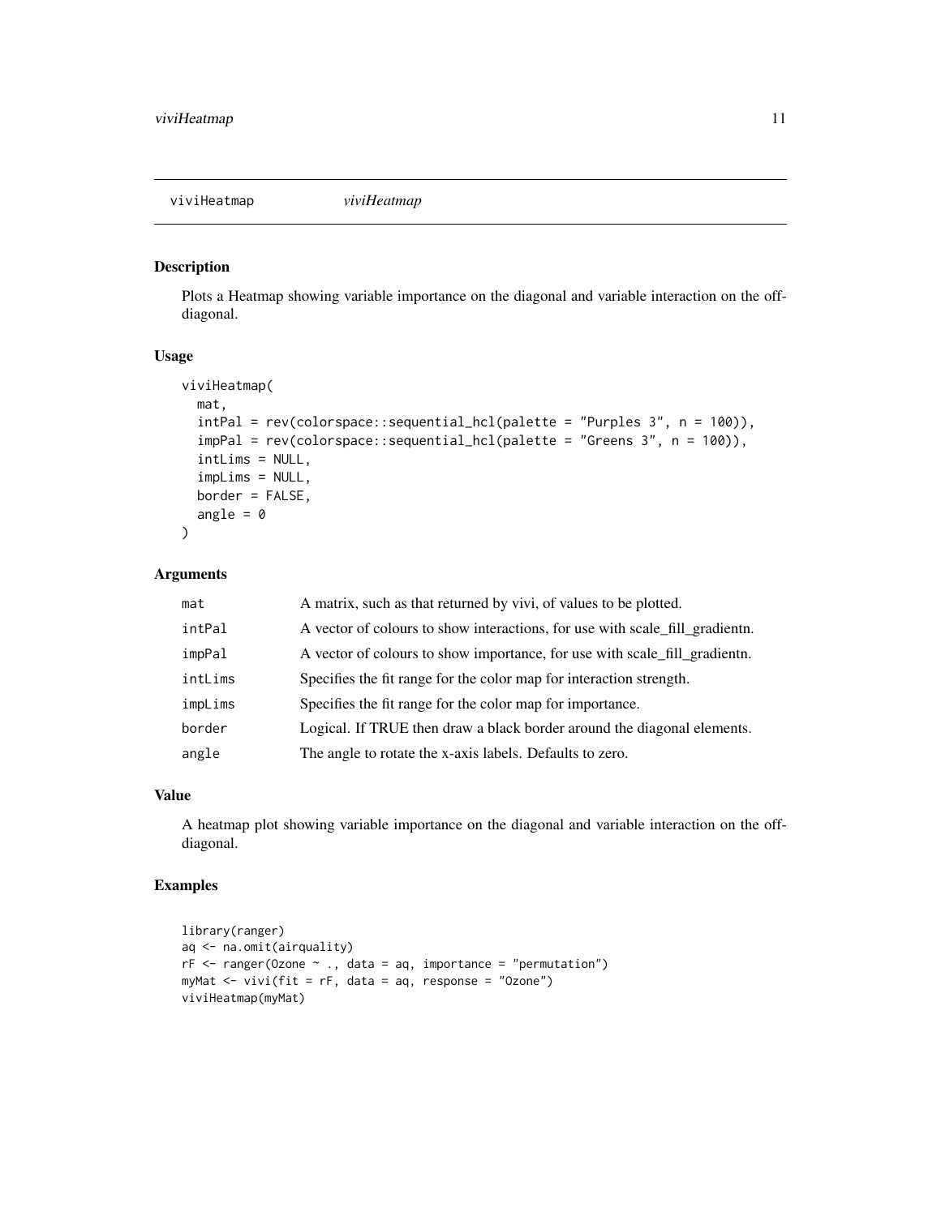viviHeatmap *viviHeatmap*

## Description

Plots a Heatmap showing variable importance on the diagonal and variable interaction on the off-diagonal.

## Usage

```
viviHeatmap(
  mat,
  intPal = rev(colorspace::sequential_hcl(palette = "Purples 3", n = 100)),
  impPal = rev(colorspace::sequential_hcl(palette = "Greens 3", n = 100)),
  intLims = NULL,
  impLims = NULL,
  border = FALSE,
  angle = 0
)
```

## Arguments

| | |
|---|---|
| `mat` | A matrix, such as that returned by vivi, of values to be plotted. |
| `intPal` | A vector of colours to show interactions, for use with scale_fill_gradientn. |
| `impPal` | A vector of colours to show importance, for use with scale_fill_gradientn. |
| `intLims` | Specifies the fit range for the color map for interaction strength. |
| `impLims` | Specifies the fit range for the color map for importance. |
| `border` | Logical. If TRUE then draw a black border around the diagonal elements. |
| `angle` | The angle to rotate the x-axis labels. Defaults to zero. |

## Value

A heatmap plot showing variable importance on the diagonal and variable interaction on the off-diagonal.

## Examples

```
library(ranger)
aq <- na.omit(airquality)
rF <- ranger(Ozone ~ ., data = aq, importance = "permutation")
myMat <- vivi(fit = rF, data = aq, response = "Ozone")
viviHeatmap(myMat)
```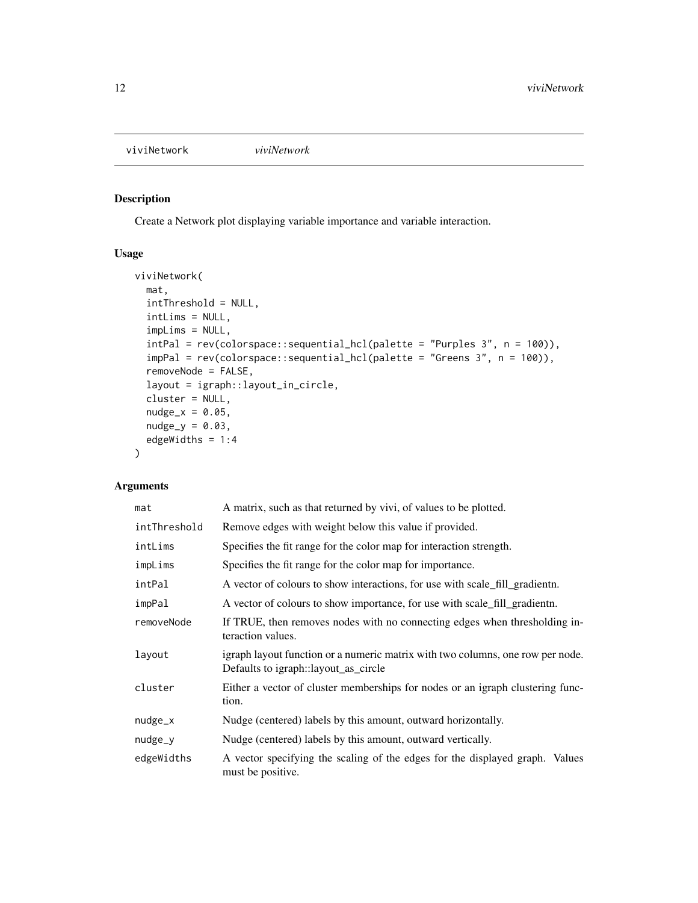viviNetwork    *viviNetwork*

## Description

Create a Network plot displaying variable importance and variable interaction.

## Usage

```
viviNetwork(
  mat,
  intThreshold = NULL,
  intLims = NULL,
  impLims = NULL,
  intPal = rev(colorspace::sequential_hcl(palette = "Purples 3", n = 100)),
  impPal = rev(colorspace::sequential_hcl(palette = "Greens 3", n = 100)),
  removeNode = FALSE,
  layout = igraph::layout_in_circle,
  cluster = NULL,
  nudge_x = 0.05,
  nudge_y = 0.03,
  edgeWidths = 1:4
)
```

## Arguments

| | |
|---|---|
| mat | A matrix, such as that returned by vivi, of values to be plotted. |
| intThreshold | Remove edges with weight below this value if provided. |
| intLims | Specifies the fit range for the color map for interaction strength. |
| impLims | Specifies the fit range for the color map for importance. |
| intPal | A vector of colours to show interactions, for use with scale_fill_gradientn. |
| impPal | A vector of colours to show importance, for use with scale_fill_gradientn. |
| removeNode | If TRUE, then removes nodes with no connecting edges when thresholding interaction values. |
| layout | igraph layout function or a numeric matrix with two columns, one row per node. Defaults to igraph::layout_as_circle |
| cluster | Either a vector of cluster memberships for nodes or an igraph clustering function. |
| nudge_x | Nudge (centered) labels by this amount, outward horizontally. |
| nudge_y | Nudge (centered) labels by this amount, outward vertically. |
| edgeWidths | A vector specifying the scaling of the edges for the displayed graph. Values must be positive. |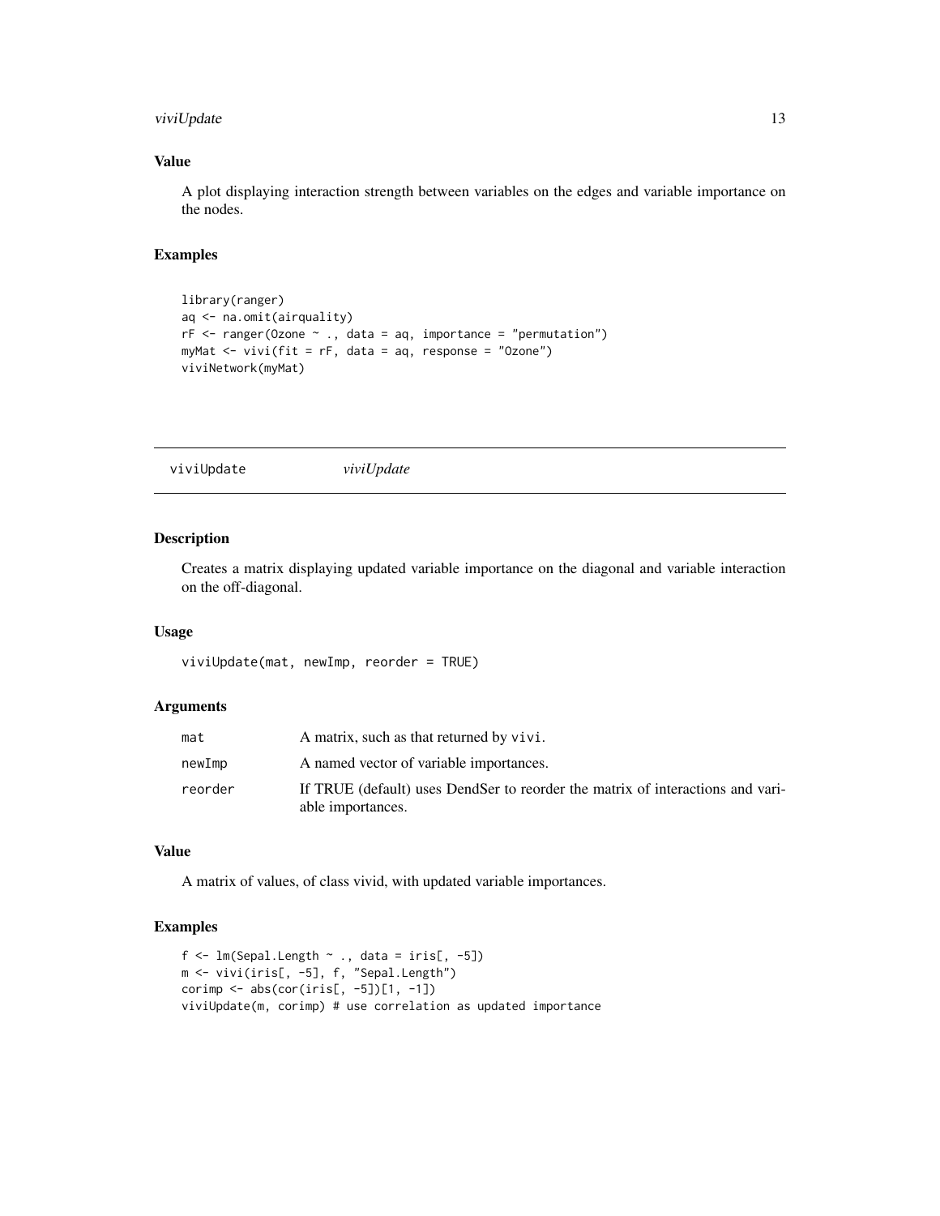## Value

A plot displaying interaction strength between variables on the edges and variable importance on the nodes.

## Examples

```
library(ranger)
aq <- na.omit(airquality)
rF <- ranger(Ozone ~ ., data = aq, importance = "permutation")
myMat <- vivi(fit = rF, data = aq, response = "Ozone")
viviNetwork(myMat)
```

---

# viviUpdate *viviUpdate*

---

## Description

Creates a matrix displaying updated variable importance on the diagonal and variable interaction on the off-diagonal.

## Usage

```
viviUpdate(mat, newImp, reorder = TRUE)
```

## Arguments

| | |
|---|---|
| mat | A matrix, such as that returned by vivi. |
| newImp | A named vector of variable importances. |
| reorder | If TRUE (default) uses DendSer to reorder the matrix of interactions and variable importances. |

## Value

A matrix of values, of class vivid, with updated variable importances.

## Examples

```
f <- lm(Sepal.Length ~ ., data = iris[, -5])
m <- vivi(iris[, -5], f, "Sepal.Length")
corimp <- abs(cor(iris[, -5])[1, -1])
viviUpdate(m, corimp) # use correlation as updated importance
```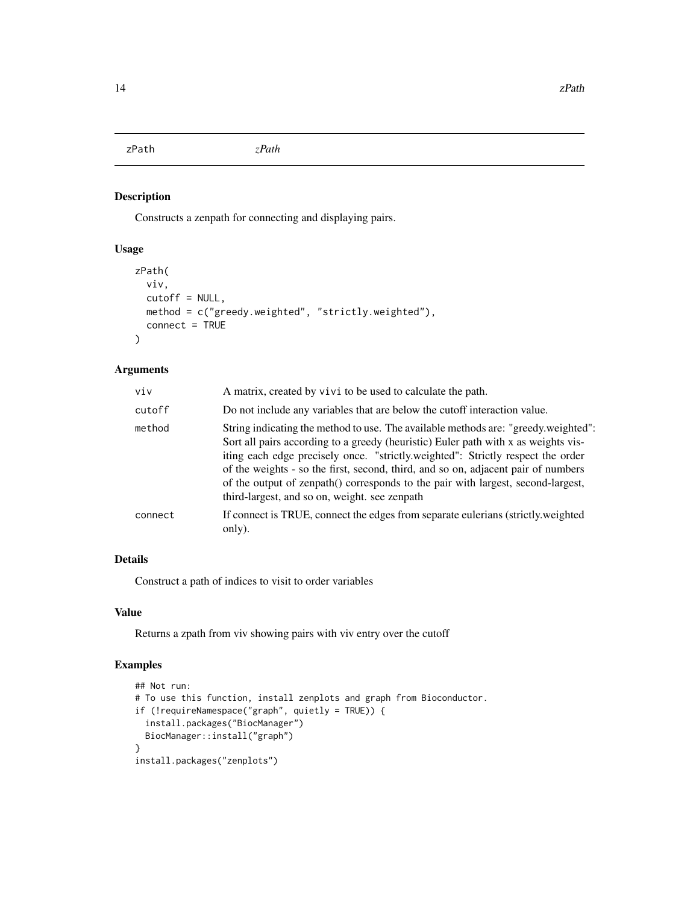## zPath *zPath*

### Description

Constructs a zenpath for connecting and displaying pairs.

### Usage

```
zPath(
  viv,
  cutoff = NULL,
  method = c("greedy.weighted", "strictly.weighted"),
  connect = TRUE
)
```

### Arguments

| | |
|---|---|
| viv | A matrix, created by `vivi` to be used to calculate the path. |
| cutoff | Do not include any variables that are below the cutoff interaction value. |
| method | String indicating the method to use. The available methods are: "greedy.weighted": Sort all pairs according to a greedy (heuristic) Euler path with x as weights visiting each edge precisely once. "strictly.weighted": Strictly respect the order of the weights - so the first, second, third, and so on, adjacent pair of numbers of the output of zenpath() corresponds to the pair with largest, second-largest, third-largest, and so on, weight. see zenpath |
| connect | If connect is TRUE, connect the edges from separate eulerians (strictly.weighted only). |

### Details

Construct a path of indices to visit to order variables

### Value

Returns a zpath from viv showing pairs with viv entry over the cutoff

### Examples

```
## Not run:
# To use this function, install zenplots and graph from Bioconductor.
if (!requireNamespace("graph", quietly = TRUE)) {
  install.packages("BiocManager")
  BiocManager::install("graph")
}
install.packages("zenplots")
```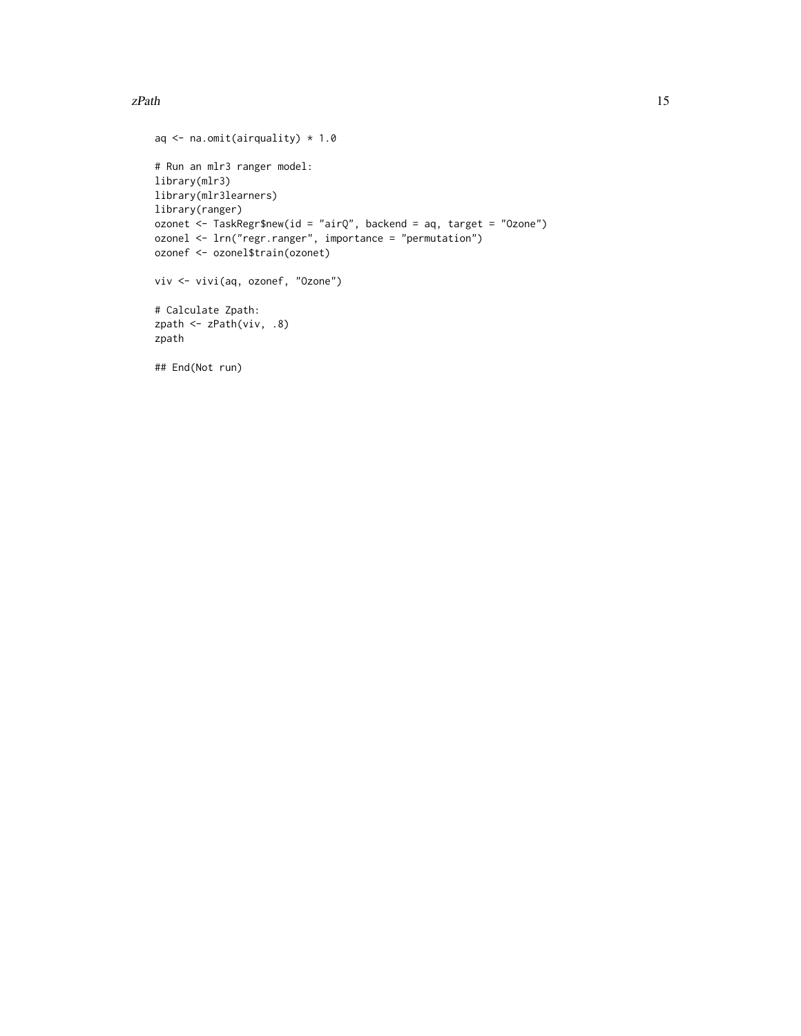```
aq <- na.omit(airquality) * 1.0

# Run an mlr3 ranger model:
library(mlr3)
library(mlr3learners)
library(ranger)
ozonet <- TaskRegr$new(id = "airQ", backend = aq, target = "Ozone")
ozonel <- lrn("regr.ranger", importance = "permutation")
ozonef <- ozonel$train(ozonet)

viv <- vivi(aq, ozonef, "Ozone")

# Calculate Zpath:
zpath <- zPath(viv, .8)
zpath

## End(Not run)
```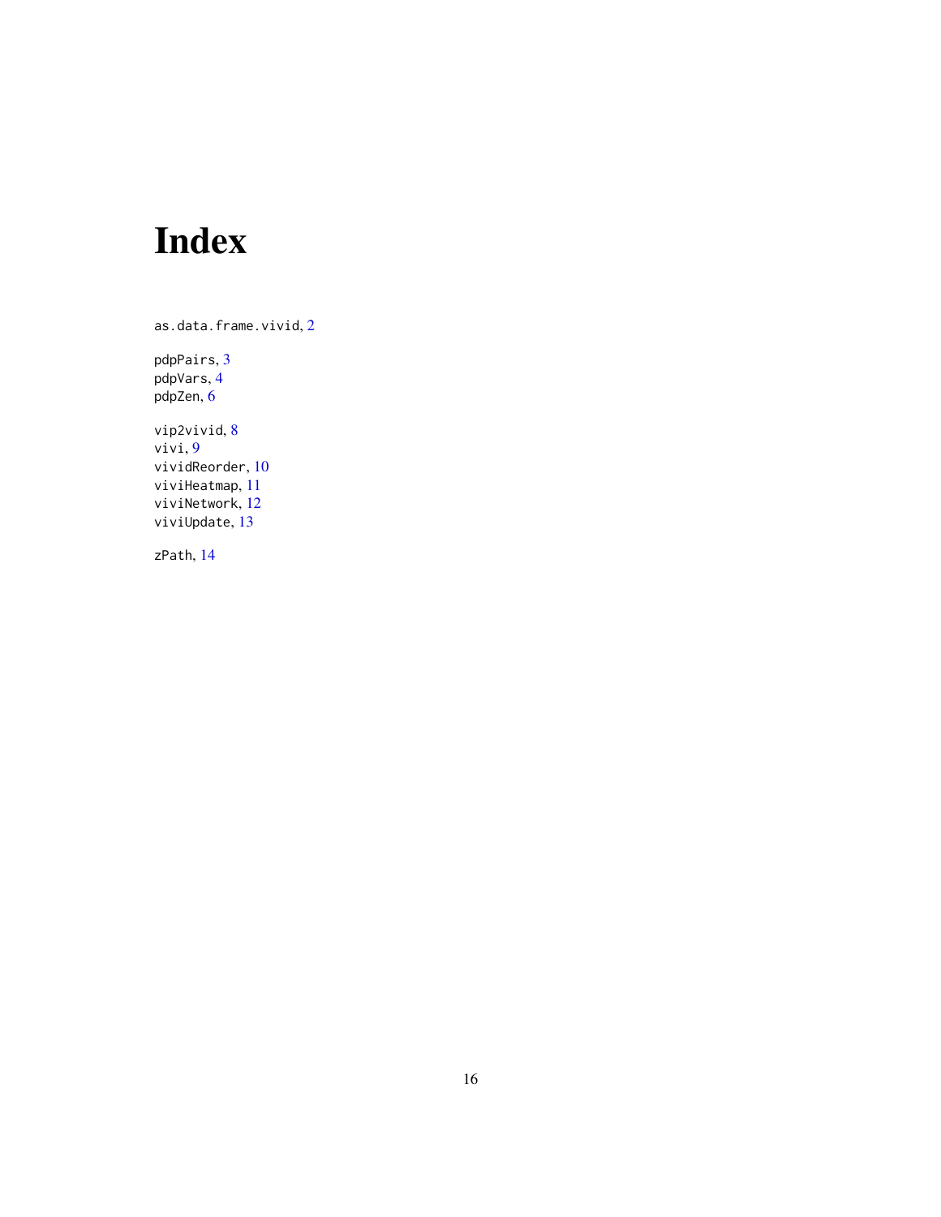# Index

as.data.frame.vivid, 2

pdpPairs, 3
pdpVars, 4
pdpZen, 6

vip2vivid, 8
vivi, 9
vividReorder, 10
viviHeatmap, 11
viviNetwork, 12
viviUpdate, 13

zPath, 14